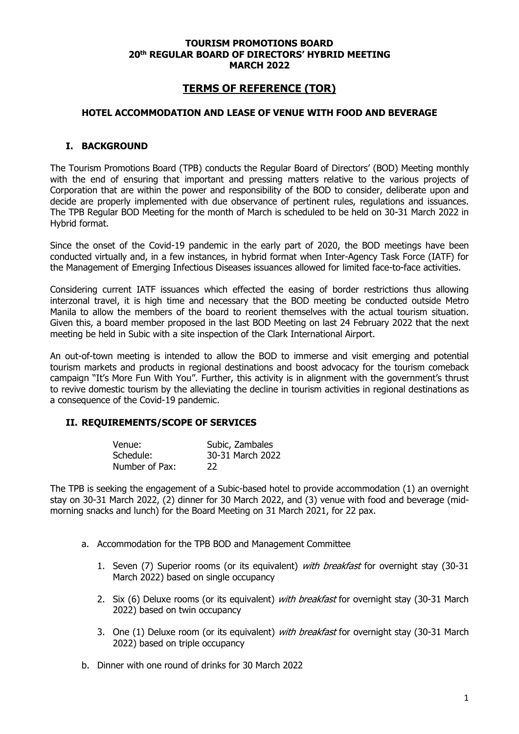**TOURISM PROMOTIONS BOARD**
**20th REGULAR BOARD OF DIRECTORS' HYBRID MEETING**
**MARCH 2022**

# TERMS OF REFERENCE (TOR)

### HOTEL ACCOMMODATION AND LEASE OF VENUE WITH FOOD AND BEVERAGE

## I. BACKGROUND

The Tourism Promotions Board (TPB) conducts the Regular Board of Directors' (BOD) Meeting monthly with the end of ensuring that important and pressing matters relative to the various projects of Corporation that are within the power and responsibility of the BOD to consider, deliberate upon and decide are properly implemented with due observance of pertinent rules, regulations and issuances. The TPB Regular BOD Meeting for the month of March is scheduled to be held on 30-31 March 2022 in Hybrid format.

Since the onset of the Covid-19 pandemic in the early part of 2020, the BOD meetings have been conducted virtually and, in a few instances, in hybrid format when Inter-Agency Task Force (IATF) for the Management of Emerging Infectious Diseases issuances allowed for limited face-to-face activities.

Considering current IATF issuances which effected the easing of border restrictions thus allowing interzonal travel, it is high time and necessary that the BOD meeting be conducted outside Metro Manila to allow the members of the board to reorient themselves with the actual tourism situation. Given this, a board member proposed in the last BOD Meeting on last 24 February 2022 that the next meeting be held in Subic with a site inspection of the Clark International Airport.

An out-of-town meeting is intended to allow the BOD to immerse and visit emerging and potential tourism markets and products in regional destinations and boost advocacy for the tourism comeback campaign "It's More Fun With You". Further, this activity is in alignment with the government's thrust to revive domestic tourism by the alleviating the decline in tourism activities in regional destinations as a consequence of the Covid-19 pandemic.

## II. REQUIREMENTS/SCOPE OF SERVICES

| | |
|---|---|
| Venue: | Subic, Zambales |
| Schedule: | 30-31 March 2022 |
| Number of Pax: | 22 |

The TPB is seeking the engagement of a Subic-based hotel to provide accommodation (1) an overnight stay on 30-31 March 2022, (2) dinner for 30 March 2022, and (3) venue with food and beverage (mid-morning snacks and lunch) for the Board Meeting on 31 March 2021, for 22 pax.

a. Accommodation for the TPB BOD and Management Committee

1. Seven (7) Superior rooms (or its equivalent) *with breakfast* for overnight stay (30-31 March 2022) based on single occupancy

2. Six (6) Deluxe rooms (or its equivalent) *with breakfast* for overnight stay (30-31 March 2022) based on twin occupancy

3. One (1) Deluxe room (or its equivalent) *with breakfast* for overnight stay (30-31 March 2022) based on triple occupancy

b. Dinner with one round of drinks for 30 March 2022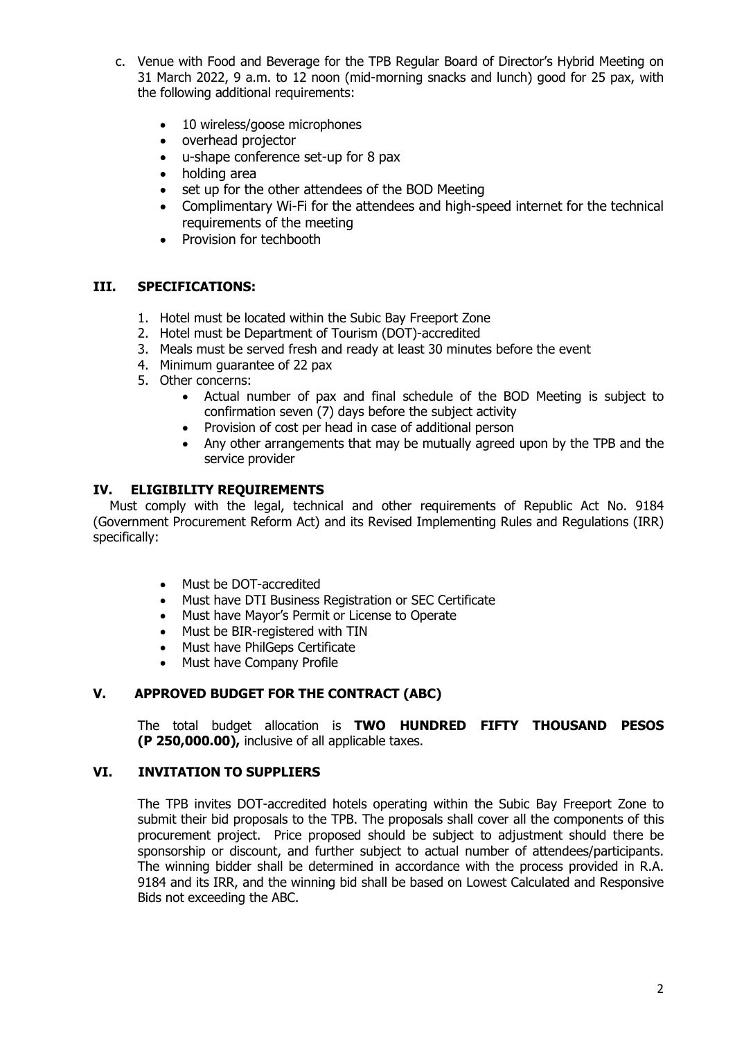c. Venue with Food and Beverage for the TPB Regular Board of Director's Hybrid Meeting on 31 March 2022, 9 a.m. to 12 noon (mid-morning snacks and lunch) good for 25 pax, with the following additional requirements:

   - 10 wireless/goose microphones
   - overhead projector
   - u-shape conference set-up for 8 pax
   - holding area
   - set up for the other attendees of the BOD Meeting
   - Complimentary Wi-Fi for the attendees and high-speed internet for the technical requirements of the meeting
   - Provision for techbooth

## III. SPECIFICATIONS:

1. Hotel must be located within the Subic Bay Freeport Zone
2. Hotel must be Department of Tourism (DOT)-accredited
3. Meals must be served fresh and ready at least 30 minutes before the event
4. Minimum guarantee of 22 pax
5. Other concerns:
   - Actual number of pax and final schedule of the BOD Meeting is subject to confirmation seven (7) days before the subject activity
   - Provision of cost per head in case of additional person
   - Any other arrangements that may be mutually agreed upon by the TPB and the service provider

## IV. ELIGIBILITY REQUIREMENTS

Must comply with the legal, technical and other requirements of Republic Act No. 9184 (Government Procurement Reform Act) and its Revised Implementing Rules and Regulations (IRR) specifically:

- Must be DOT-accredited
- Must have DTI Business Registration or SEC Certificate
- Must have Mayor's Permit or License to Operate
- Must be BIR-registered with TIN
- Must have PhilGeps Certificate
- Must have Company Profile

## V. APPROVED BUDGET FOR THE CONTRACT (ABC)

The total budget allocation is **TWO HUNDRED FIFTY THOUSAND PESOS (P 250,000.00),** inclusive of all applicable taxes.

## VI. INVITATION TO SUPPLIERS

The TPB invites DOT-accredited hotels operating within the Subic Bay Freeport Zone to submit their bid proposals to the TPB. The proposals shall cover all the components of this procurement project. Price proposed should be subject to adjustment should there be sponsorship or discount, and further subject to actual number of attendees/participants. The winning bidder shall be determined in accordance with the process provided in R.A. 9184 and its IRR, and the winning bid shall be based on Lowest Calculated and Responsive Bids not exceeding the ABC.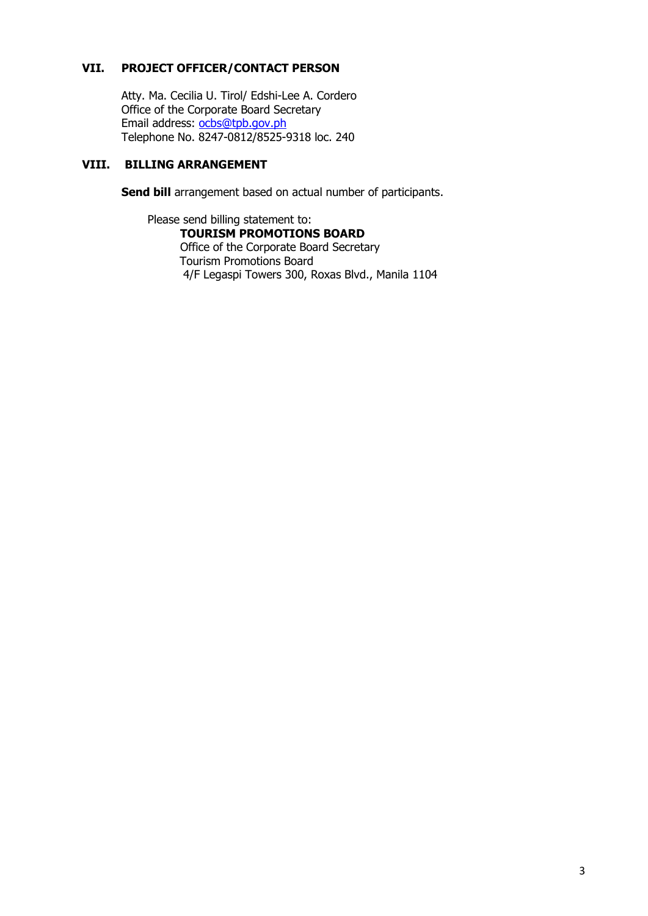## VII. PROJECT OFFICER/CONTACT PERSON

Atty. Ma. Cecilia U. Tirol/ Edshi-Lee A. Cordero
Office of the Corporate Board Secretary
Email address: ocbs@tpb.gov.ph
Telephone No. 8247-0812/8525-9318 loc. 240

## VIII. BILLING ARRANGEMENT

**Send bill** arrangement based on actual number of participants.

Please send billing statement to:

**TOURISM PROMOTIONS BOARD**
Office of the Corporate Board Secretary
Tourism Promotions Board
4/F Legaspi Towers 300, Roxas Blvd., Manila 1104